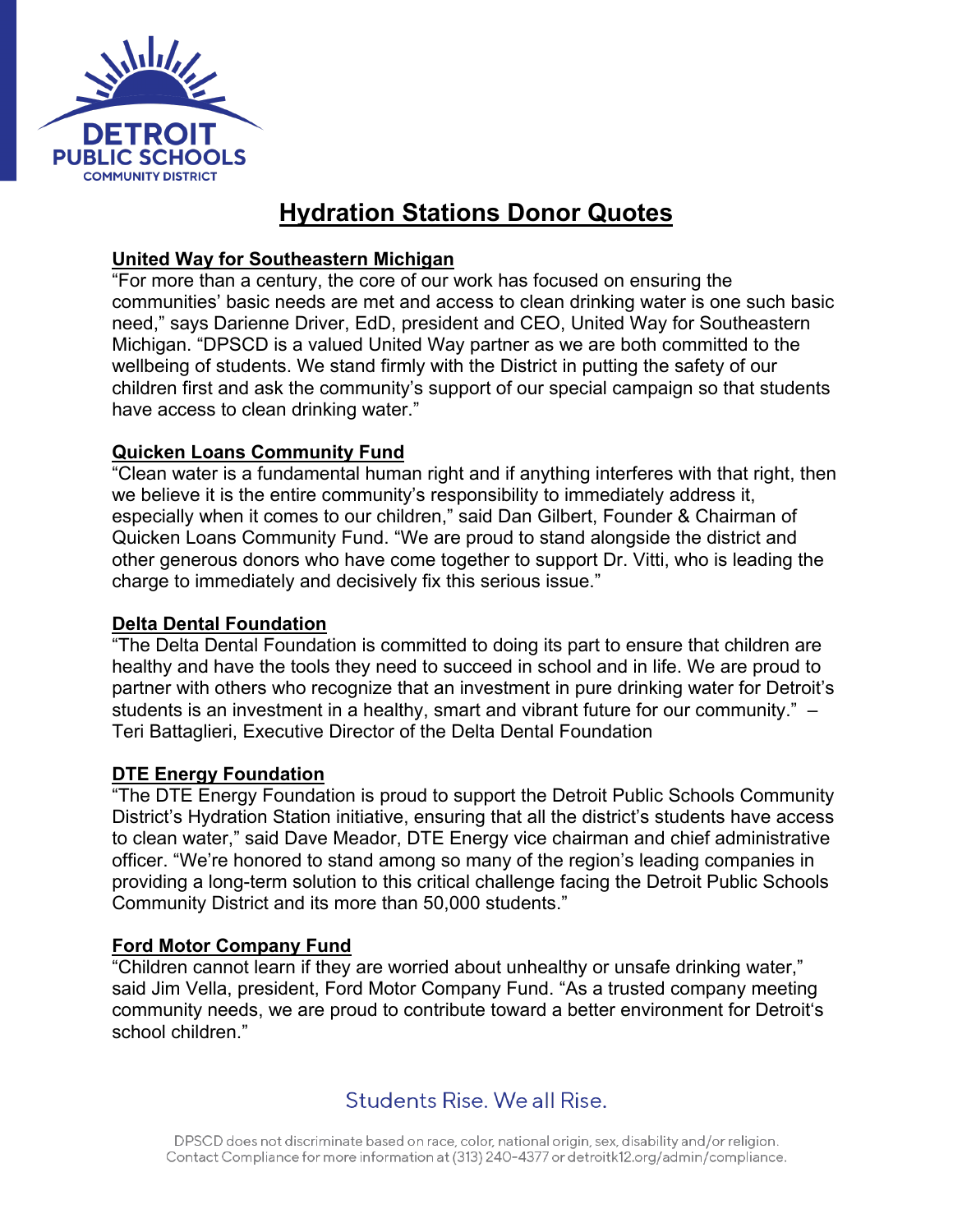DETROIT PUBLIC SCHOOLS COMMUNITY DISTRICT

# Hydration Stations Donor Quotes

## United Way for Southeastern Michigan

"For more than a century, the core of our work has focused on ensuring the communities' basic needs are met and access to clean drinking water is one such basic need," says Darienne Driver, EdD, president and CEO, United Way for Southeastern Michigan. "DPSCD is a valued United Way partner as we are both committed to the wellbeing of students. We stand firmly with the District in putting the safety of our children first and ask the community's support of our special campaign so that students have access to clean drinking water."

## Quicken Loans Community Fund

"Clean water is a fundamental human right and if anything interferes with that right, then we believe it is the entire community's responsibility to immediately address it, especially when it comes to our children," said Dan Gilbert, Founder & Chairman of Quicken Loans Community Fund. "We are proud to stand alongside the district and other generous donors who have come together to support Dr. Vitti, who is leading the charge to immediately and decisively fix this serious issue."

## Delta Dental Foundation

"The Delta Dental Foundation is committed to doing its part to ensure that children are healthy and have the tools they need to succeed in school and in life. We are proud to partner with others who recognize that an investment in pure drinking water for Detroit's students is an investment in a healthy, smart and vibrant future for our community." – Teri Battaglieri, Executive Director of the Delta Dental Foundation

## DTE Energy Foundation

"The DTE Energy Foundation is proud to support the Detroit Public Schools Community District's Hydration Station initiative, ensuring that all the district's students have access to clean water," said Dave Meador, DTE Energy vice chairman and chief administrative officer. "We're honored to stand among so many of the region's leading companies in providing a long-term solution to this critical challenge facing the Detroit Public Schools Community District and its more than 50,000 students."

## Ford Motor Company Fund

"Children cannot learn if they are worried about unhealthy or unsafe drinking water," said Jim Vella, president, Ford Motor Company Fund. "As a trusted company meeting community needs, we are proud to contribute toward a better environment for Detroit's school children."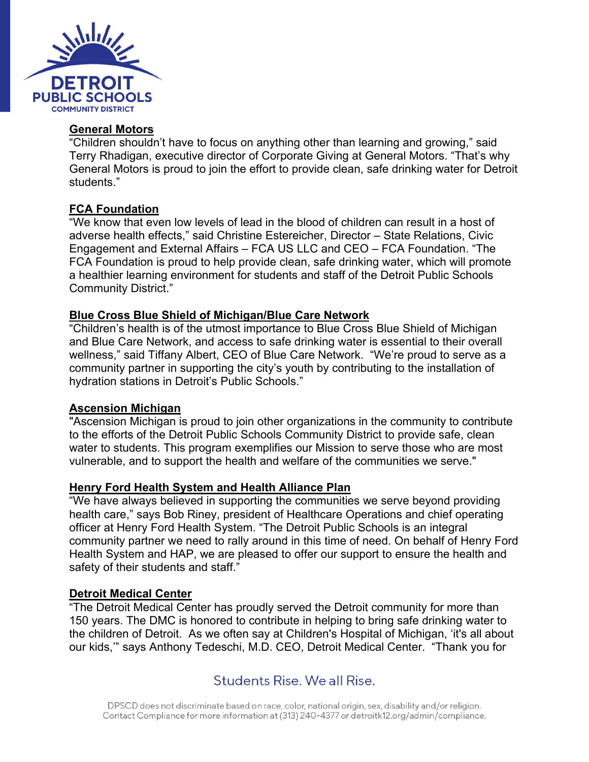**General Motors**

"Children shouldn't have to focus on anything other than learning and growing," said Terry Rhadigan, executive director of Corporate Giving at General Motors. "That's why General Motors is proud to join the effort to provide clean, safe drinking water for Detroit students."

**FCA Foundation**

"We know that even low levels of lead in the blood of children can result in a host of adverse health effects," said Christine Estereicher, Director – State Relations, Civic Engagement and External Affairs – FCA US LLC and CEO – FCA Foundation. "The FCA Foundation is proud to help provide clean, safe drinking water, which will promote a healthier learning environment for students and staff of the Detroit Public Schools Community District."

**Blue Cross Blue Shield of Michigan/Blue Care Network**

"Children's health is of the utmost importance to Blue Cross Blue Shield of Michigan and Blue Care Network, and access to safe drinking water is essential to their overall wellness," said Tiffany Albert, CEO of Blue Care Network. "We're proud to serve as a community partner in supporting the city's youth by contributing to the installation of hydration stations in Detroit's Public Schools."

**Ascension Michigan**

"Ascension Michigan is proud to join other organizations in the community to contribute to the efforts of the Detroit Public Schools Community District to provide safe, clean water to students. This program exemplifies our Mission to serve those who are most vulnerable, and to support the health and welfare of the communities we serve."

**Henry Ford Health System and Health Alliance Plan**

"We have always believed in supporting the communities we serve beyond providing health care," says Bob Riney, president of Healthcare Operations and chief operating officer at Henry Ford Health System. "The Detroit Public Schools is an integral community partner we need to rally around in this time of need. On behalf of Henry Ford Health System and HAP, we are pleased to offer our support to ensure the health and safety of their students and staff."

**Detroit Medical Center**

"The Detroit Medical Center has proudly served the Detroit community for more than 150 years. The DMC is honored to contribute in helping to bring safe drinking water to the children of Detroit. As we often say at Children's Hospital of Michigan, 'it's all about our kids,'" says Anthony Tedeschi, M.D. CEO, Detroit Medical Center. "Thank you for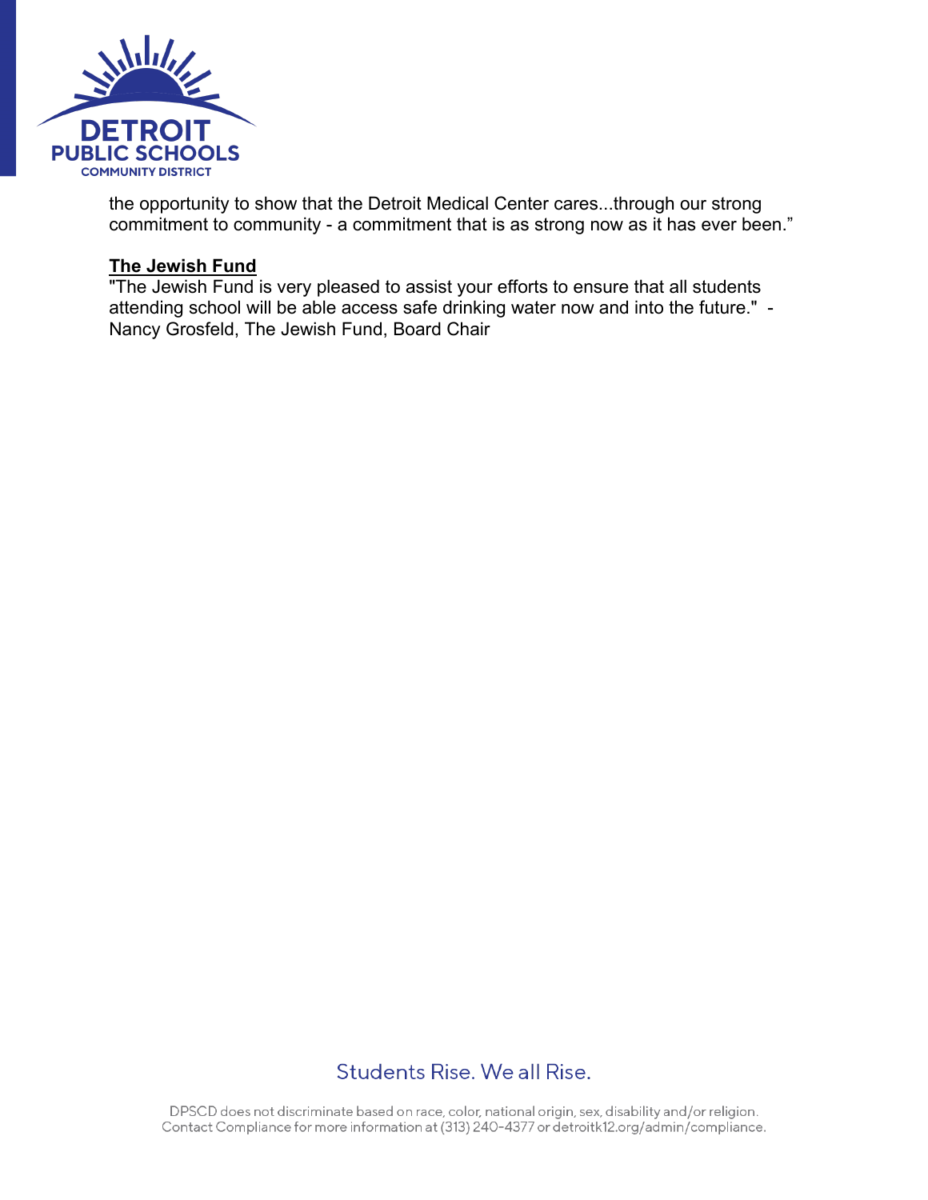the opportunity to show that the Detroit Medical Center cares...through our strong commitment to community - a commitment that is as strong now as it has ever been."

**The Jewish Fund**

"The Jewish Fund is very pleased to assist your efforts to ensure that all students attending school will be able access safe drinking water now and into the future." - Nancy Grosfeld, The Jewish Fund, Board Chair